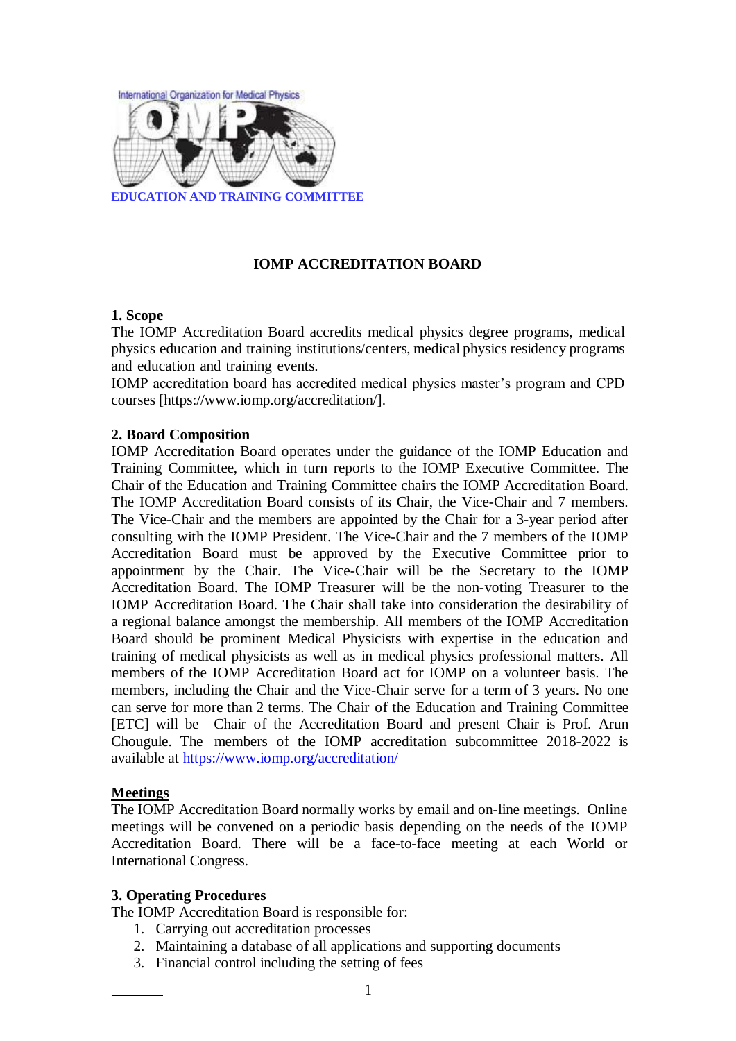International Organization for Medical Physics

**EDUCATION AND TRAINING COMMITTEE**

# IOMP ACCREDITATION BOARD

## 1. Scope

The IOMP Accreditation Board accredits medical physics degree programs, medical physics education and training institutions/centers, medical physics residency programs and education and training events.

IOMP accreditation board has accredited medical physics master's program and CPD courses [https://www.iomp.org/accreditation/].

## 2. Board Composition

IOMP Accreditation Board operates under the guidance of the IOMP Education and Training Committee, which in turn reports to the IOMP Executive Committee. The Chair of the Education and Training Committee chairs the IOMP Accreditation Board. The IOMP Accreditation Board consists of its Chair, the Vice-Chair and 7 members. The Vice-Chair and the members are appointed by the Chair for a 3-year period after consulting with the IOMP President. The Vice-Chair and the 7 members of the IOMP Accreditation Board must be approved by the Executive Committee prior to appointment by the Chair. The Vice-Chair will be the Secretary to the IOMP Accreditation Board. The IOMP Treasurer will be the non-voting Treasurer to the IOMP Accreditation Board. The Chair shall take into consideration the desirability of a regional balance amongst the membership. All members of the IOMP Accreditation Board should be prominent Medical Physicists with expertise in the education and training of medical physicists as well as in medical physics professional matters. All members of the IOMP Accreditation Board act for IOMP on a volunteer basis. The members, including the Chair and the Vice-Chair serve for a term of 3 years. No one can serve for more than 2 terms. The Chair of the Education and Training Committee [ETC] will be Chair of the Accreditation Board and present Chair is Prof. Arun Chougule. The members of the IOMP accreditation subcommittee 2018-2022 is available at https://www.iomp.org/accreditation/

## Meetings

The IOMP Accreditation Board normally works by email and on-line meetings. Online meetings will be convened on a periodic basis depending on the needs of the IOMP Accreditation Board. There will be a face-to-face meeting at each World or International Congress.

## 3. Operating Procedures

The IOMP Accreditation Board is responsible for:

1. Carrying out accreditation processes
2. Maintaining a database of all applications and supporting documents
3. Financial control including the setting of fees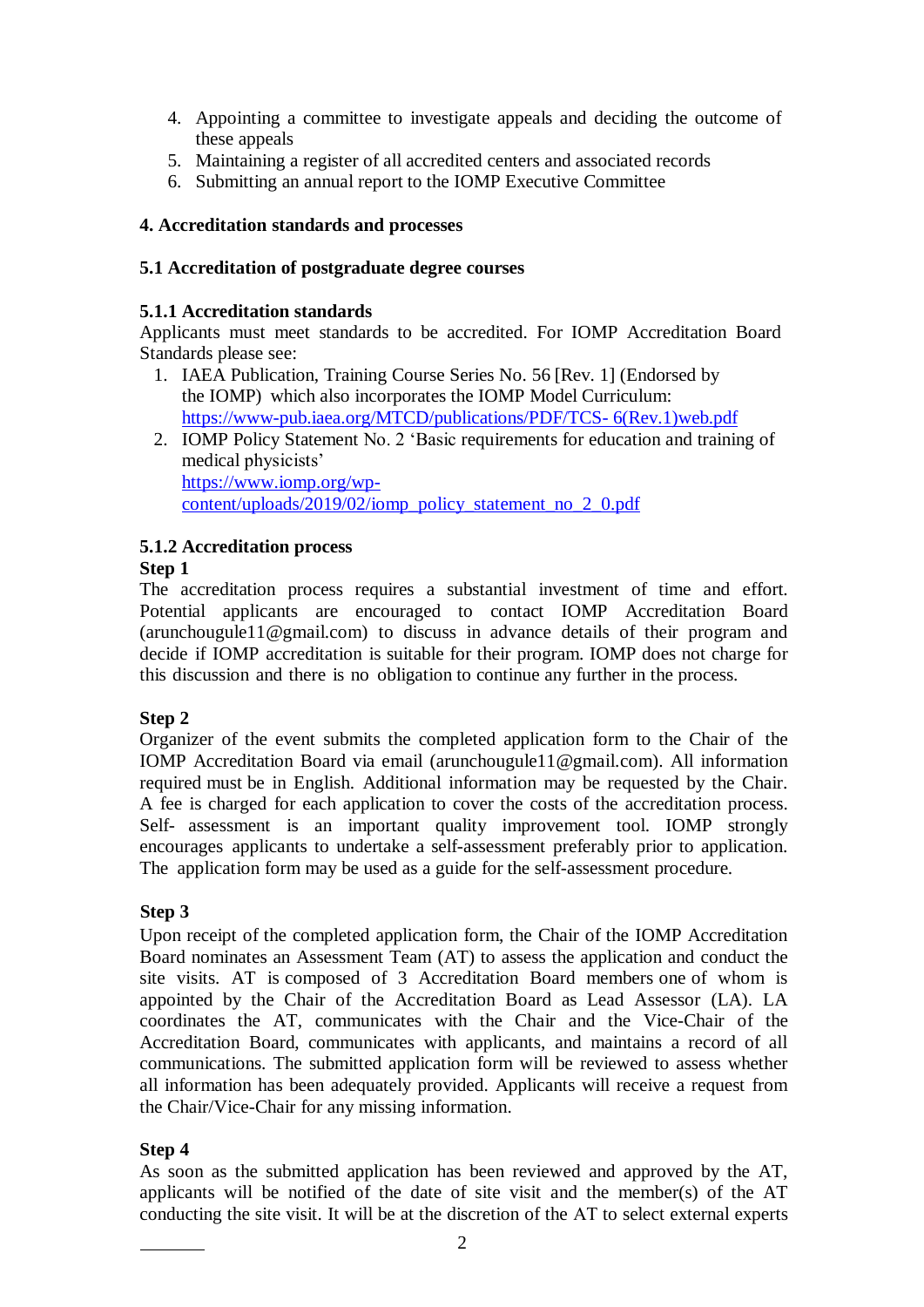4. Appointing a committee to investigate appeals and deciding the outcome of these appeals
5. Maintaining a register of all accredited centers and associated records
6. Submitting an annual report to the IOMP Executive Committee

## 4. Accreditation standards and processes

### 5.1 Accreditation of postgraduate degree courses

#### 5.1.1 Accreditation standards

Applicants must meet standards to be accredited. For IOMP Accreditation Board Standards please see:

1. IAEA Publication, Training Course Series No. 56 [Rev. 1] (Endorsed by the IOMP) which also incorporates the IOMP Model Curriculum: https://www-pub.iaea.org/MTCD/publications/PDF/TCS- 6(Rev.1)web.pdf
2. IOMP Policy Statement No. 2 'Basic requirements for education and training of medical physicists' https://www.iomp.org/wp-content/uploads/2019/02/iomp_policy_statement_no_2_0.pdf

#### 5.1.2 Accreditation process

**Step 1**

The accreditation process requires a substantial investment of time and effort. Potential applicants are encouraged to contact IOMP Accreditation Board (arunchougule11@gmail.com) to discuss in advance details of their program and decide if IOMP accreditation is suitable for their program. IOMP does not charge for this discussion and there is no obligation to continue any further in the process.

**Step 2**

Organizer of the event submits the completed application form to the Chair of the IOMP Accreditation Board via email (arunchougule11@gmail.com). All information required must be in English. Additional information may be requested by the Chair. A fee is charged for each application to cover the costs of the accreditation process. Self- assessment is an important quality improvement tool. IOMP strongly encourages applicants to undertake a self-assessment preferably prior to application. The application form may be used as a guide for the self-assessment procedure.

**Step 3**

Upon receipt of the completed application form, the Chair of the IOMP Accreditation Board nominates an Assessment Team (AT) to assess the application and conduct the site visits. AT is composed of 3 Accreditation Board members one of whom is appointed by the Chair of the Accreditation Board as Lead Assessor (LA). LA coordinates the AT, communicates with the Chair and the Vice-Chair of the Accreditation Board, communicates with applicants, and maintains a record of all communications. The submitted application form will be reviewed to assess whether all information has been adequately provided. Applicants will receive a request from the Chair/Vice-Chair for any missing information.

**Step 4**

As soon as the submitted application has been reviewed and approved by the AT, applicants will be notified of the date of site visit and the member(s) of the AT conducting the site visit. It will be at the discretion of the AT to select external experts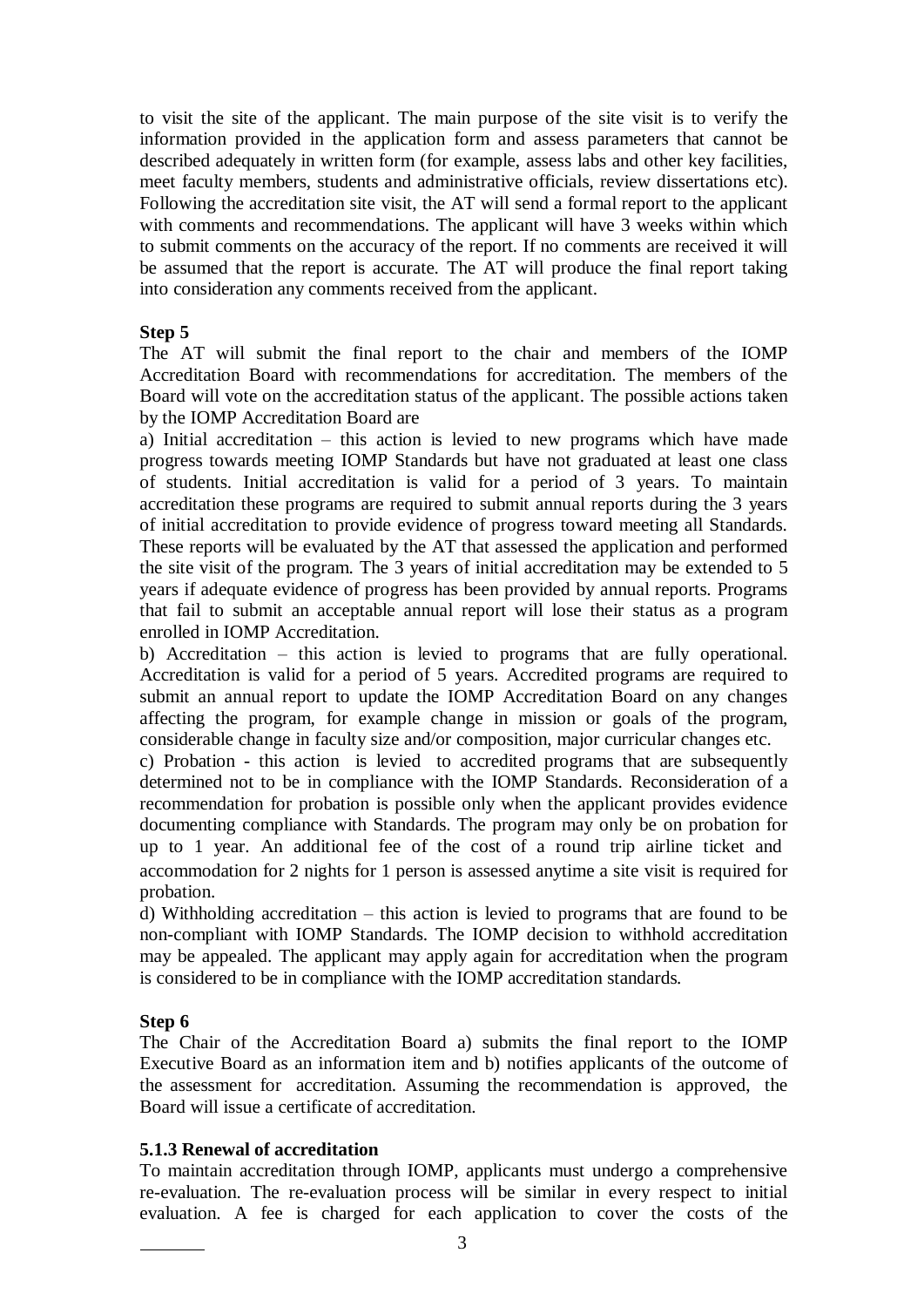to visit the site of the applicant. The main purpose of the site visit is to verify the information provided in the application form and assess parameters that cannot be described adequately in written form (for example, assess labs and other key facilities, meet faculty members, students and administrative officials, review dissertations etc). Following the accreditation site visit, the AT will send a formal report to the applicant with comments and recommendations. The applicant will have 3 weeks within which to submit comments on the accuracy of the report. If no comments are received it will be assumed that the report is accurate. The AT will produce the final report taking into consideration any comments received from the applicant.

**Step 5**

The AT will submit the final report to the chair and members of the IOMP Accreditation Board with recommendations for accreditation. The members of the Board will vote on the accreditation status of the applicant. The possible actions taken by the IOMP Accreditation Board are

a) Initial accreditation – this action is levied to new programs which have made progress towards meeting IOMP Standards but have not graduated at least one class of students. Initial accreditation is valid for a period of 3 years. To maintain accreditation these programs are required to submit annual reports during the 3 years of initial accreditation to provide evidence of progress toward meeting all Standards. These reports will be evaluated by the AT that assessed the application and performed the site visit of the program. The 3 years of initial accreditation may be extended to 5 years if adequate evidence of progress has been provided by annual reports. Programs that fail to submit an acceptable annual report will lose their status as a program enrolled in IOMP Accreditation.

b) Accreditation – this action is levied to programs that are fully operational. Accreditation is valid for a period of 5 years. Accredited programs are required to submit an annual report to update the IOMP Accreditation Board on any changes affecting the program, for example change in mission or goals of the program, considerable change in faculty size and/or composition, major curricular changes etc.

c) Probation - this action is levied to accredited programs that are subsequently determined not to be in compliance with the IOMP Standards. Reconsideration of a recommendation for probation is possible only when the applicant provides evidence documenting compliance with Standards. The program may only be on probation for up to 1 year. An additional fee of the cost of a round trip airline ticket and accommodation for 2 nights for 1 person is assessed anytime a site visit is required for probation.

d) Withholding accreditation – this action is levied to programs that are found to be non-compliant with IOMP Standards. The IOMP decision to withhold accreditation may be appealed. The applicant may apply again for accreditation when the program is considered to be in compliance with the IOMP accreditation standards.

**Step 6**

The Chair of the Accreditation Board a) submits the final report to the IOMP Executive Board as an information item and b) notifies applicants of the outcome of the assessment for accreditation. Assuming the recommendation is approved, the Board will issue a certificate of accreditation.

**5.1.3 Renewal of accreditation**

To maintain accreditation through IOMP, applicants must undergo a comprehensive re-evaluation. The re-evaluation process will be similar in every respect to initial evaluation. A fee is charged for each application to cover the costs of the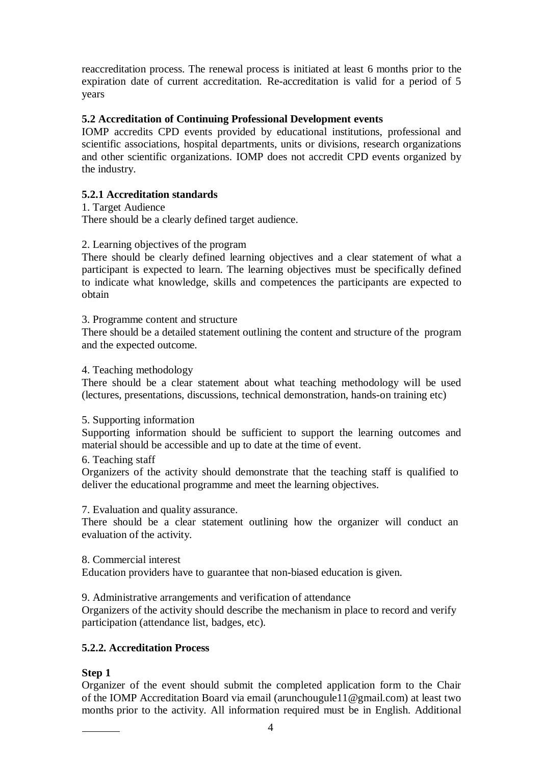reaccreditation process. The renewal process is initiated at least 6 months prior to the expiration date of current accreditation. Re-accreditation is valid for a period of 5 years

### 5.2 Accreditation of Continuing Professional Development events

IOMP accredits CPD events provided by educational institutions, professional and scientific associations, hospital departments, units or divisions, research organizations and other scientific organizations. IOMP does not accredit CPD events organized by the industry.

#### 5.2.1 Accreditation standards

1. Target Audience

There should be a clearly defined target audience.

2. Learning objectives of the program

There should be clearly defined learning objectives and a clear statement of what a participant is expected to learn. The learning objectives must be specifically defined to indicate what knowledge, skills and competences the participants are expected to obtain

3. Programme content and structure

There should be a detailed statement outlining the content and structure of the program and the expected outcome.

4. Teaching methodology

There should be a clear statement about what teaching methodology will be used (lectures, presentations, discussions, technical demonstration, hands-on training etc)

5. Supporting information

Supporting information should be sufficient to support the learning outcomes and material should be accessible and up to date at the time of event.

6. Teaching staff

Organizers of the activity should demonstrate that the teaching staff is qualified to deliver the educational programme and meet the learning objectives.

7. Evaluation and quality assurance.

There should be a clear statement outlining how the organizer will conduct an evaluation of the activity.

8. Commercial interest

Education providers have to guarantee that non-biased education is given.

9. Administrative arrangements and verification of attendance

Organizers of the activity should describe the mechanism in place to record and verify participation (attendance list, badges, etc).

#### 5.2.2. Accreditation Process

**Step 1**

Organizer of the event should submit the completed application form to the Chair of the IOMP Accreditation Board via email (arunchougule11@gmail.com) at least two months prior to the activity. All information required must be in English. Additional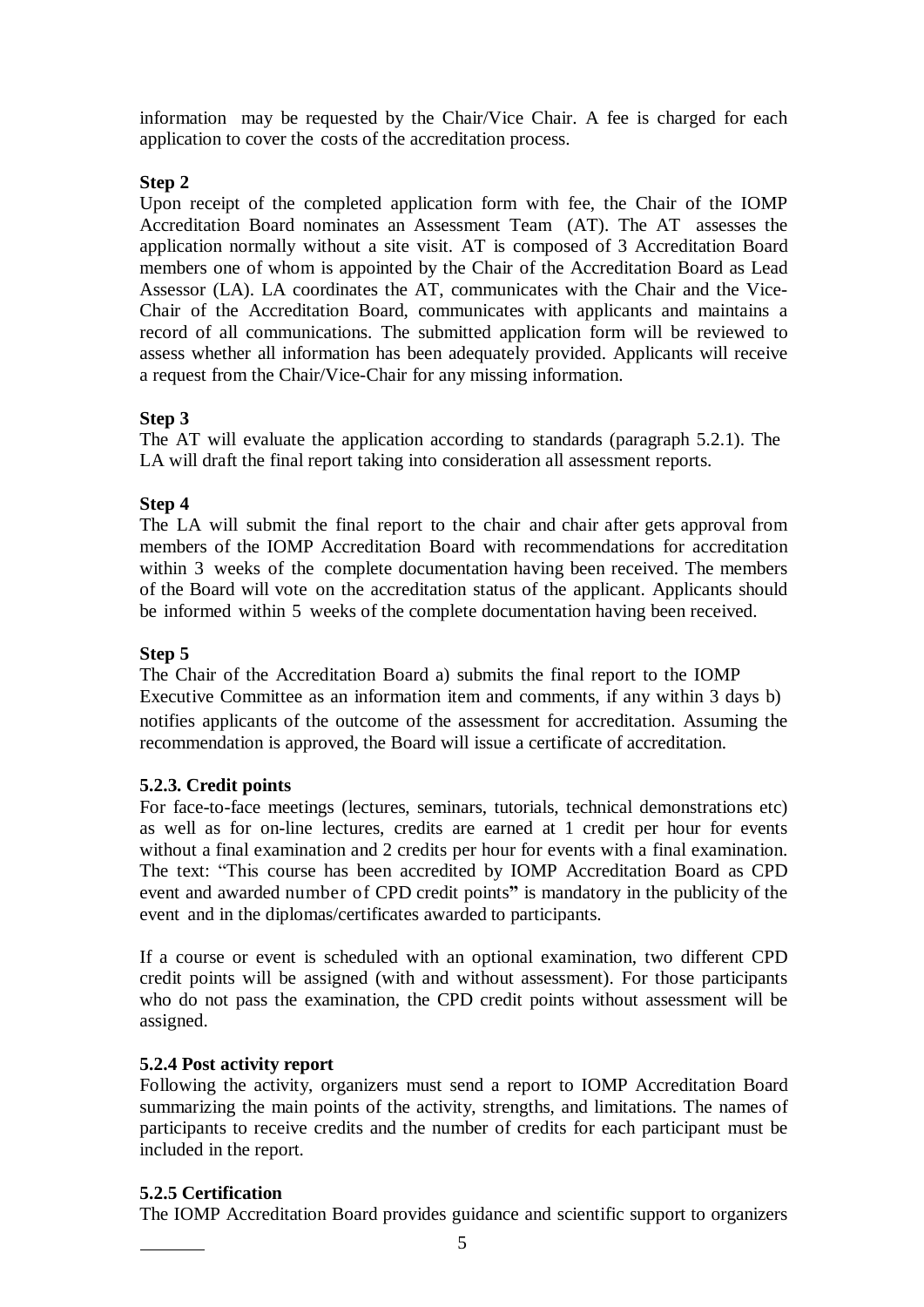information may be requested by the Chair/Vice Chair. A fee is charged for each application to cover the costs of the accreditation process.

**Step 2**

Upon receipt of the completed application form with fee, the Chair of the IOMP Accreditation Board nominates an Assessment Team (AT). The AT assesses the application normally without a site visit. AT is composed of 3 Accreditation Board members one of whom is appointed by the Chair of the Accreditation Board as Lead Assessor (LA). LA coordinates the AT, communicates with the Chair and the Vice-Chair of the Accreditation Board, communicates with applicants and maintains a record of all communications. The submitted application form will be reviewed to assess whether all information has been adequately provided. Applicants will receive a request from the Chair/Vice-Chair for any missing information.

**Step 3**

The AT will evaluate the application according to standards (paragraph 5.2.1). The LA will draft the final report taking into consideration all assessment reports.

**Step 4**

The LA will submit the final report to the chair and chair after gets approval from members of the IOMP Accreditation Board with recommendations for accreditation within 3 weeks of the complete documentation having been received. The members of the Board will vote on the accreditation status of the applicant. Applicants should be informed within 5 weeks of the complete documentation having been received.

**Step 5**

The Chair of the Accreditation Board a) submits the final report to the IOMP Executive Committee as an information item and comments, if any within 3 days b) notifies applicants of the outcome of the assessment for accreditation. Assuming the recommendation is approved, the Board will issue a certificate of accreditation.

### 5.2.3. Credit points

For face-to-face meetings (lectures, seminars, tutorials, technical demonstrations etc) as well as for on-line lectures, credits are earned at 1 credit per hour for events without a final examination and 2 credits per hour for events with a final examination. The text: "This course has been accredited by IOMP Accreditation Board as CPD event and awarded number of CPD credit points**"** is mandatory in the publicity of the event and in the diplomas/certificates awarded to participants.

If a course or event is scheduled with an optional examination, two different CPD credit points will be assigned (with and without assessment). For those participants who do not pass the examination, the CPD credit points without assessment will be assigned.

### 5.2.4 Post activity report

Following the activity, organizers must send a report to IOMP Accreditation Board summarizing the main points of the activity, strengths, and limitations. The names of participants to receive credits and the number of credits for each participant must be included in the report.

### 5.2.5 Certification

The IOMP Accreditation Board provides guidance and scientific support to organizers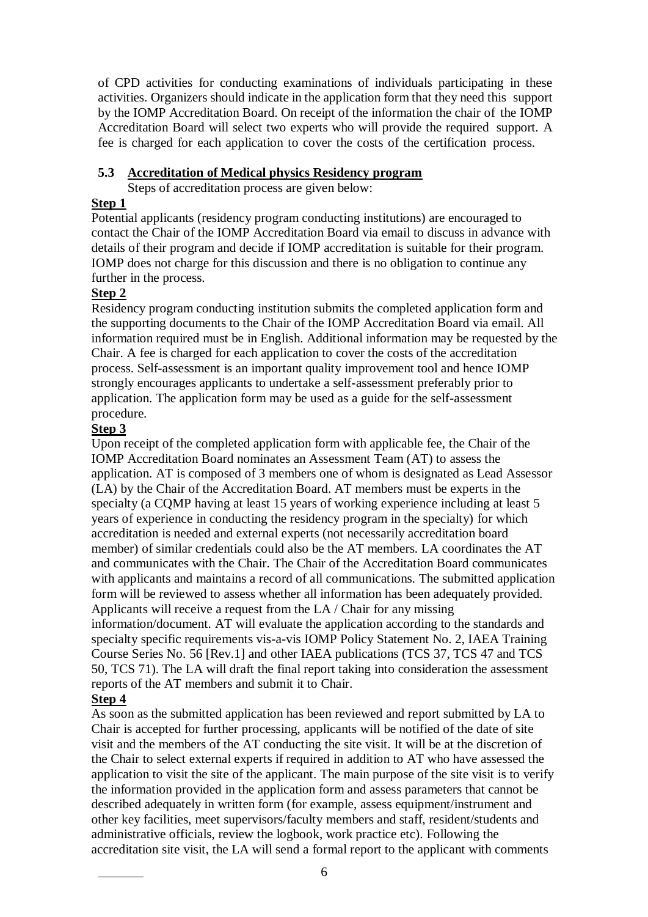of CPD activities for conducting examinations of individuals participating in these activities. Organizers should indicate in the application form that they need this support by the IOMP Accreditation Board. On receipt of the information the chair of the IOMP Accreditation Board will select two experts who will provide the required support. A fee is charged for each application to cover the costs of the certification process.

### 5.3 Accreditation of Medical physics Residency program

Steps of accreditation process are given below:

**Step 1**

Potential applicants (residency program conducting institutions) are encouraged to contact the Chair of the IOMP Accreditation Board via email to discuss in advance with details of their program and decide if IOMP accreditation is suitable for their program. IOMP does not charge for this discussion and there is no obligation to continue any further in the process.

**Step 2**

Residency program conducting institution submits the completed application form and the supporting documents to the Chair of the IOMP Accreditation Board via email. All information required must be in English. Additional information may be requested by the Chair. A fee is charged for each application to cover the costs of the accreditation process. Self-assessment is an important quality improvement tool and hence IOMP strongly encourages applicants to undertake a self-assessment preferably prior to application. The application form may be used as a guide for the self-assessment procedure.

**Step 3**

Upon receipt of the completed application form with applicable fee, the Chair of the IOMP Accreditation Board nominates an Assessment Team (AT) to assess the application. AT is composed of 3 members one of whom is designated as Lead Assessor (LA) by the Chair of the Accreditation Board. AT members must be experts in the specialty (a CQMP having at least 15 years of working experience including at least 5 years of experience in conducting the residency program in the specialty) for which accreditation is needed and external experts (not necessarily accreditation board member) of similar credentials could also be the AT members. LA coordinates the AT and communicates with the Chair. The Chair of the Accreditation Board communicates with applicants and maintains a record of all communications. The submitted application form will be reviewed to assess whether all information has been adequately provided. Applicants will receive a request from the LA / Chair for any missing information/document. AT will evaluate the application according to the standards and specialty specific requirements vis-a-vis IOMP Policy Statement No. 2, IAEA Training Course Series No. 56 [Rev.1] and other IAEA publications (TCS 37, TCS 47 and TCS 50, TCS 71). The LA will draft the final report taking into consideration the assessment reports of the AT members and submit it to Chair.

**Step 4**

As soon as the submitted application has been reviewed and report submitted by LA to Chair is accepted for further processing, applicants will be notified of the date of site visit and the members of the AT conducting the site visit. It will be at the discretion of the Chair to select external experts if required in addition to AT who have assessed the application to visit the site of the applicant. The main purpose of the site visit is to verify the information provided in the application form and assess parameters that cannot be described adequately in written form (for example, assess equipment/instrument and other key facilities, meet supervisors/faculty members and staff, resident/students and administrative officials, review the logbook, work practice etc). Following the accreditation site visit, the LA will send a formal report to the applicant with comments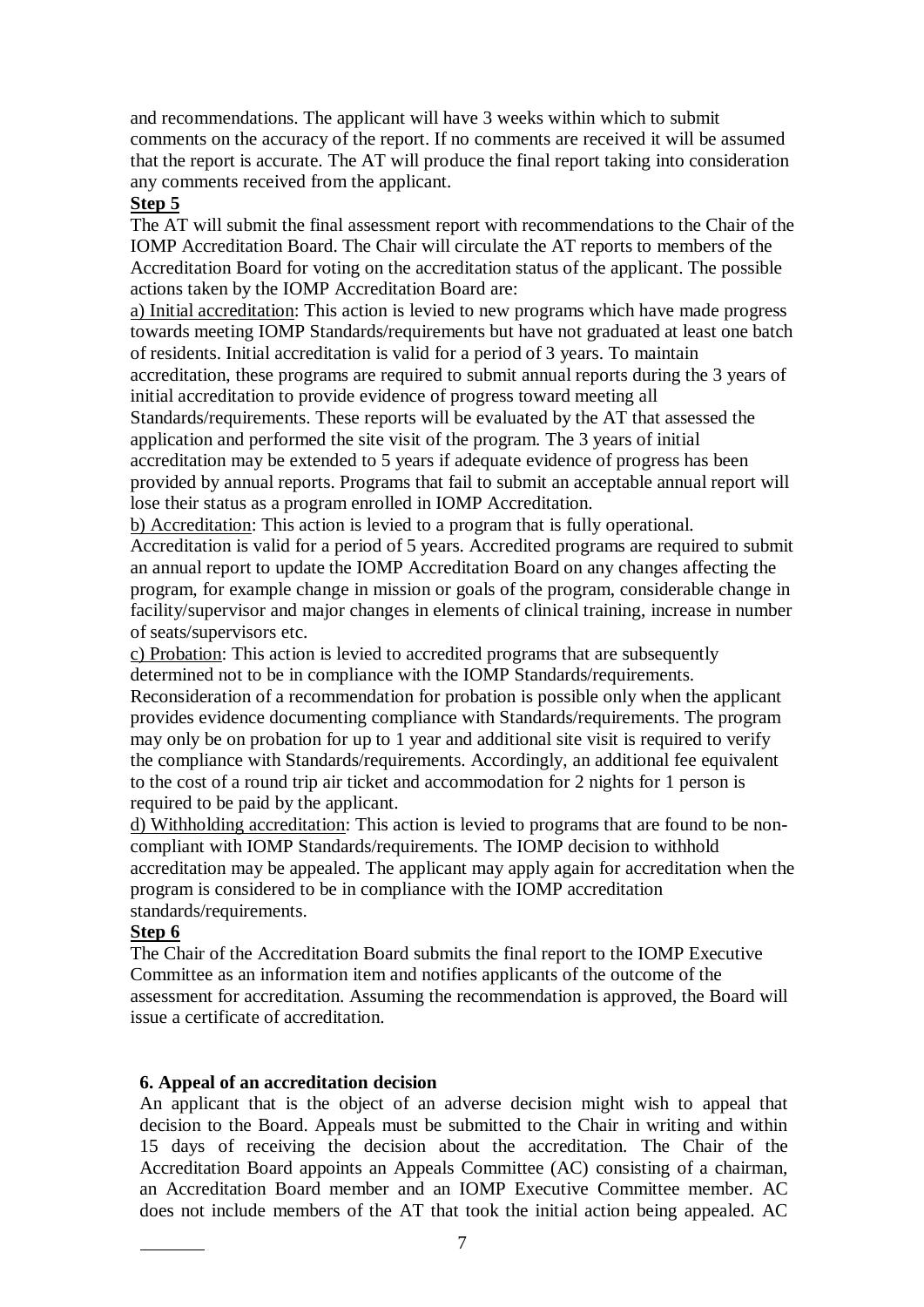and recommendations. The applicant will have 3 weeks within which to submit comments on the accuracy of the report. If no comments are received it will be assumed that the report is accurate. The AT will produce the final report taking into consideration any comments received from the applicant.

**Step 5**

The AT will submit the final assessment report with recommendations to the Chair of the IOMP Accreditation Board. The Chair will circulate the AT reports to members of the Accreditation Board for voting on the accreditation status of the applicant. The possible actions taken by the IOMP Accreditation Board are:

a) Initial accreditation: This action is levied to new programs which have made progress towards meeting IOMP Standards/requirements but have not graduated at least one batch of residents. Initial accreditation is valid for a period of 3 years. To maintain accreditation, these programs are required to submit annual reports during the 3 years of initial accreditation to provide evidence of progress toward meeting all Standards/requirements. These reports will be evaluated by the AT that assessed the application and performed the site visit of the program. The 3 years of initial accreditation may be extended to 5 years if adequate evidence of progress has been provided by annual reports. Programs that fail to submit an acceptable annual report will lose their status as a program enrolled in IOMP Accreditation.

b) Accreditation: This action is levied to a program that is fully operational. Accreditation is valid for a period of 5 years. Accredited programs are required to submit an annual report to update the IOMP Accreditation Board on any changes affecting the program, for example change in mission or goals of the program, considerable change in facility/supervisor and major changes in elements of clinical training, increase in number of seats/supervisors etc.

c) Probation: This action is levied to accredited programs that are subsequently determined not to be in compliance with the IOMP Standards/requirements. Reconsideration of a recommendation for probation is possible only when the applicant provides evidence documenting compliance with Standards/requirements. The program may only be on probation for up to 1 year and additional site visit is required to verify the compliance with Standards/requirements. Accordingly, an additional fee equivalent to the cost of a round trip air ticket and accommodation for 2 nights for 1 person is required to be paid by the applicant.

d) Withholding accreditation: This action is levied to programs that are found to be non-compliant with IOMP Standards/requirements. The IOMP decision to withhold accreditation may be appealed. The applicant may apply again for accreditation when the program is considered to be in compliance with the IOMP accreditation standards/requirements.

**Step 6**

The Chair of the Accreditation Board submits the final report to the IOMP Executive Committee as an information item and notifies applicants of the outcome of the assessment for accreditation. Assuming the recommendation is approved, the Board will issue a certificate of accreditation.

**6. Appeal of an accreditation decision**

An applicant that is the object of an adverse decision might wish to appeal that decision to the Board. Appeals must be submitted to the Chair in writing and within 15 days of receiving the decision about the accreditation. The Chair of the Accreditation Board appoints an Appeals Committee (AC) consisting of a chairman, an Accreditation Board member and an IOMP Executive Committee member. AC does not include members of the AT that took the initial action being appealed. AC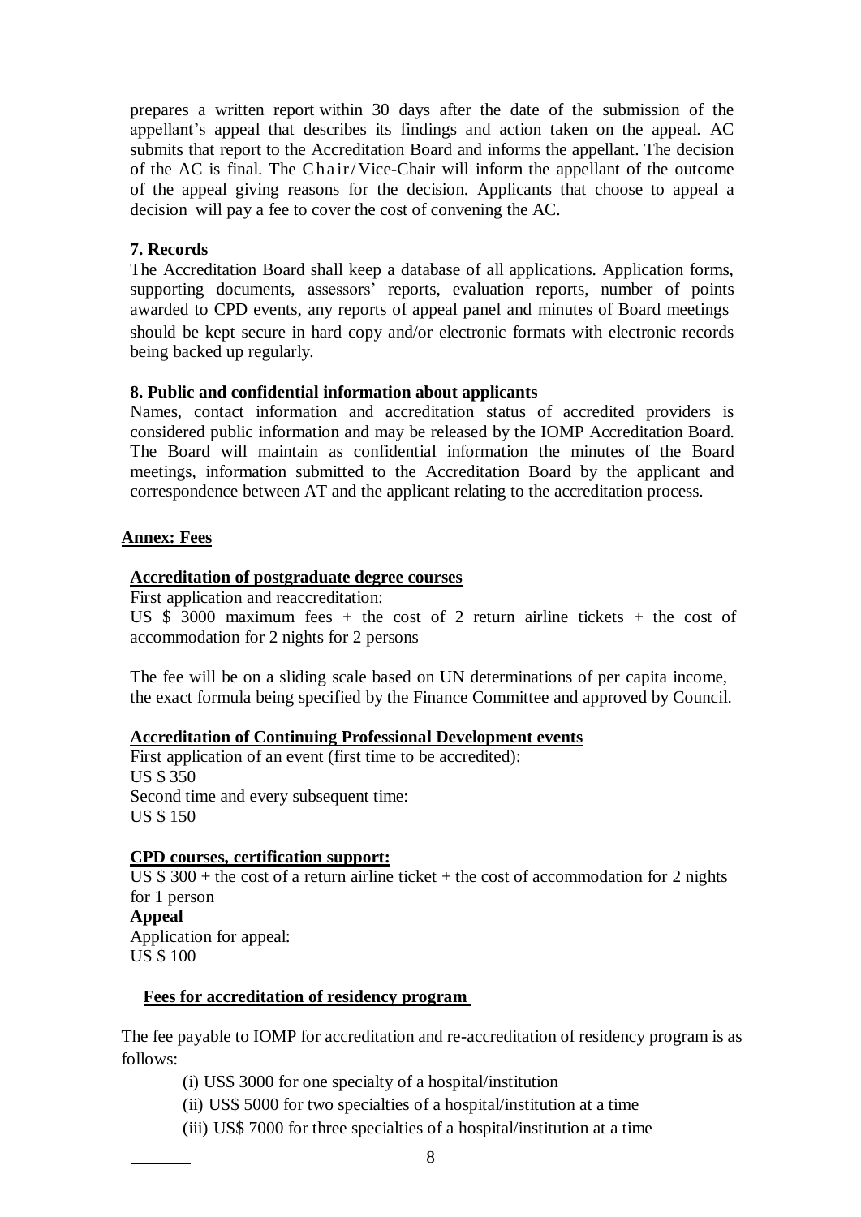prepares a written report within 30 days after the date of the submission of the appellant's appeal that describes its findings and action taken on the appeal. AC submits that report to the Accreditation Board and informs the appellant. The decision of the AC is final. The Chair/Vice-Chair will inform the appellant of the outcome of the appeal giving reasons for the decision. Applicants that choose to appeal a decision will pay a fee to cover the cost of convening the AC.

**7. Records**

The Accreditation Board shall keep a database of all applications. Application forms, supporting documents, assessors' reports, evaluation reports, number of points awarded to CPD events, any reports of appeal panel and minutes of Board meetings should be kept secure in hard copy and/or electronic formats with electronic records being backed up regularly.

**8. Public and confidential information about applicants**

Names, contact information and accreditation status of accredited providers is considered public information and may be released by the IOMP Accreditation Board. The Board will maintain as confidential information the minutes of the Board meetings, information submitted to the Accreditation Board by the applicant and correspondence between AT and the applicant relating to the accreditation process.

**Annex: Fees**

**Accreditation of postgraduate degree courses**

First application and reaccreditation:
US $ 3000 maximum fees + the cost of 2 return airline tickets + the cost of accommodation for 2 nights for 2 persons

The fee will be on a sliding scale based on UN determinations of per capita income, the exact formula being specified by the Finance Committee and approved by Council.

**Accreditation of Continuing Professional Development events**

First application of an event (first time to be accredited):
US $ 350
Second time and every subsequent time:
US $ 150

**CPD courses, certification support:**

US $ 300 + the cost of a return airline ticket + the cost of accommodation for 2 nights for 1 person

**Appeal**

Application for appeal:
US $ 100

**Fees for accreditation of residency program**

The fee payable to IOMP for accreditation and re-accreditation of residency program is as follows:

(i) US$ 3000 for one specialty of a hospital/institution

(ii) US$ 5000 for two specialties of a hospital/institution at a time

(iii) US$ 7000 for three specialties of a hospital/institution at a time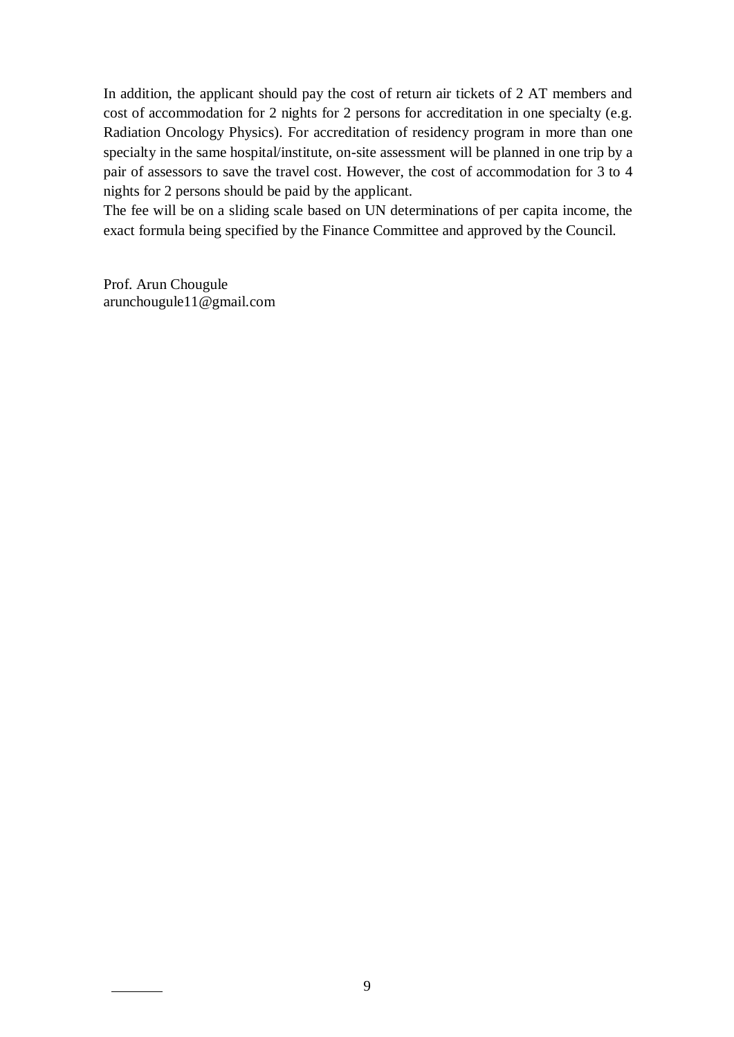In addition, the applicant should pay the cost of return air tickets of 2 AT members and cost of accommodation for 2 nights for 2 persons for accreditation in one specialty (e.g. Radiation Oncology Physics). For accreditation of residency program in more than one specialty in the same hospital/institute, on-site assessment will be planned in one trip by a pair of assessors to save the travel cost. However, the cost of accommodation for 3 to 4 nights for 2 persons should be paid by the applicant.

The fee will be on a sliding scale based on UN determinations of per capita income, the exact formula being specified by the Finance Committee and approved by the Council.

Prof. Arun Chougule
arunchougule11@gmail.com